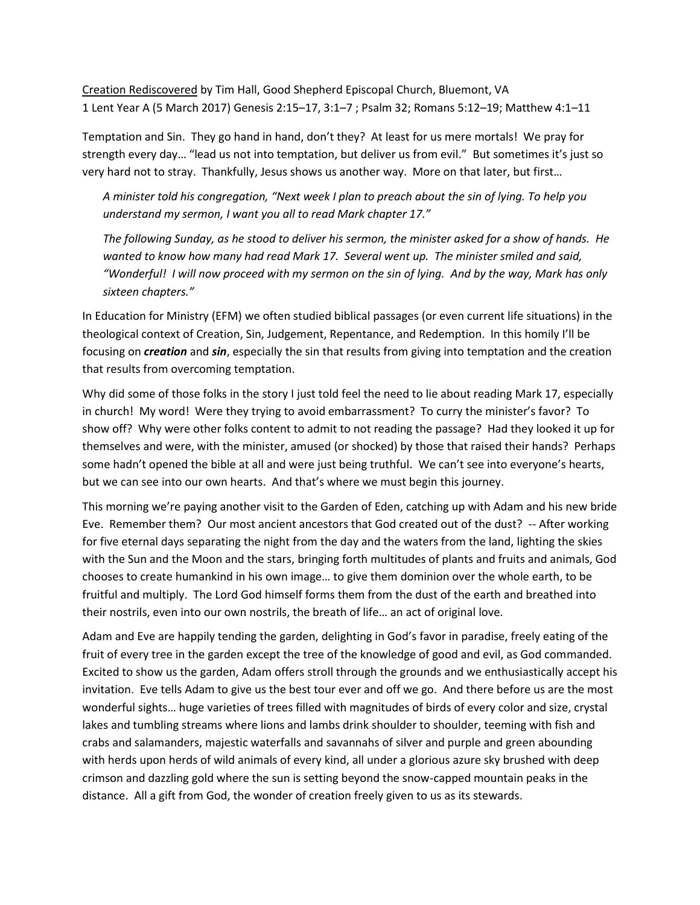<u>Creation Rediscovered</u> by Tim Hall, Good Shepherd Episcopal Church, Bluemont, VA
1 Lent Year A (5 March 2017) Genesis 2:15–17, 3:1–7 ; Psalm 32; Romans 5:12–19; Matthew 4:1–11

Temptation and Sin. They go hand in hand, don't they? At least for us mere mortals! We pray for strength every day… "lead us not into temptation, but deliver us from evil." But sometimes it's just so very hard not to stray. Thankfully, Jesus shows us another way. More on that later, but first…

> *A minister told his congregation, "Next week I plan to preach about the sin of lying. To help you understand my sermon, I want you all to read Mark chapter 17."*
>
> *The following Sunday, as he stood to deliver his sermon, the minister asked for a show of hands. He wanted to know how many had read Mark 17. Several went up. The minister smiled and said, "Wonderful! I will now proceed with my sermon on the sin of lying. And by the way, Mark has only sixteen chapters."*

In Education for Ministry (EFM) we often studied biblical passages (or even current life situations) in the theological context of Creation, Sin, Judgement, Repentance, and Redemption. In this homily I'll be focusing on ***creation*** and ***sin***, especially the sin that results from giving into temptation and the creation that results from overcoming temptation.

Why did some of those folks in the story I just told feel the need to lie about reading Mark 17, especially in church! My word! Were they trying to avoid embarrassment? To curry the minister's favor? To show off? Why were other folks content to admit to not reading the passage? Had they looked it up for themselves and were, with the minister, amused (or shocked) by those that raised their hands? Perhaps some hadn't opened the bible at all and were just being truthful. We can't see into everyone's hearts, but we can see into our own hearts. And that's where we must begin this journey.

This morning we're paying another visit to the Garden of Eden, catching up with Adam and his new bride Eve. Remember them? Our most ancient ancestors that God created out of the dust? -- After working for five eternal days separating the night from the day and the waters from the land, lighting the skies with the Sun and the Moon and the stars, bringing forth multitudes of plants and fruits and animals, God chooses to create humankind in his own image… to give them dominion over the whole earth, to be fruitful and multiply. The Lord God himself forms them from the dust of the earth and breathed into their nostrils, even into our own nostrils, the breath of life… an act of original love.

Adam and Eve are happily tending the garden, delighting in God's favor in paradise, freely eating of the fruit of every tree in the garden except the tree of the knowledge of good and evil, as God commanded. Excited to show us the garden, Adam offers stroll through the grounds and we enthusiastically accept his invitation. Eve tells Adam to give us the best tour ever and off we go. And there before us are the most wonderful sights… huge varieties of trees filled with magnitudes of birds of every color and size, crystal lakes and tumbling streams where lions and lambs drink shoulder to shoulder, teeming with fish and crabs and salamanders, majestic waterfalls and savannahs of silver and purple and green abounding with herds upon herds of wild animals of every kind, all under a glorious azure sky brushed with deep crimson and dazzling gold where the sun is setting beyond the snow-capped mountain peaks in the distance. All a gift from God, the wonder of creation freely given to us as its stewards.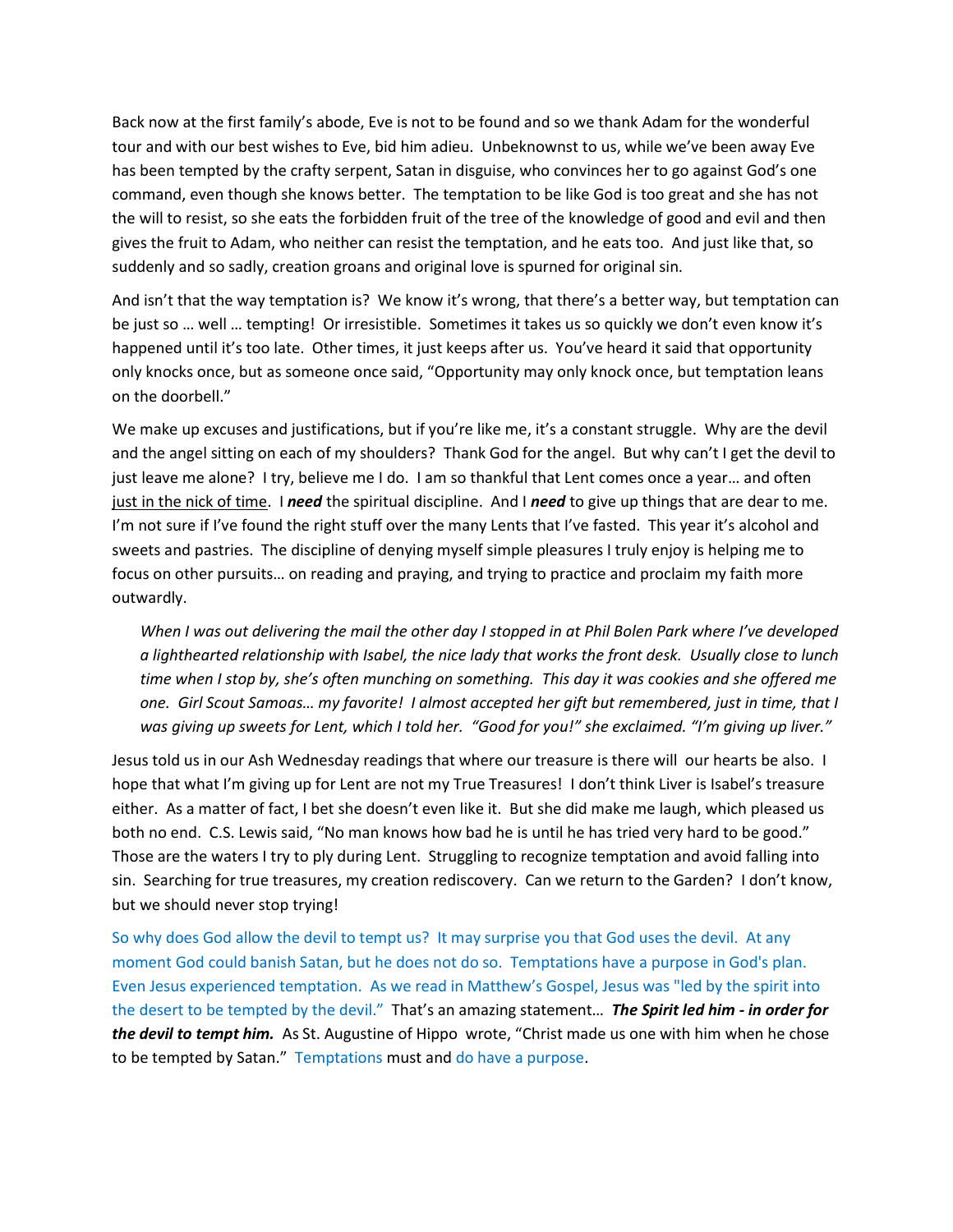Back now at the first family's abode, Eve is not to be found and so we thank Adam for the wonderful tour and with our best wishes to Eve, bid him adieu. Unbeknownst to us, while we've been away Eve has been tempted by the crafty serpent, Satan in disguise, who convinces her to go against God's one command, even though she knows better. The temptation to be like God is too great and she has not the will to resist, so she eats the forbidden fruit of the tree of the knowledge of good and evil and then gives the fruit to Adam, who neither can resist the temptation, and he eats too. And just like that, so suddenly and so sadly, creation groans and original love is spurned for original sin.

And isn't that the way temptation is? We know it's wrong, that there's a better way, but temptation can be just so … well … tempting! Or irresistible. Sometimes it takes us so quickly we don't even know it's happened until it's too late. Other times, it just keeps after us. You've heard it said that opportunity only knocks once, but as someone once said, "Opportunity may only knock once, but temptation leans on the doorbell."

We make up excuses and justifications, but if you're like me, it's a constant struggle. Why are the devil and the angel sitting on each of my shoulders? Thank God for the angel. But why can't I get the devil to just leave me alone? I try, believe me I do. I am so thankful that Lent comes once a year… and often <u>just in the nick of time</u>. I ***need*** the spiritual discipline. And I ***need*** to give up things that are dear to me. I'm not sure if I've found the right stuff over the many Lents that I've fasted. This year it's alcohol and sweets and pastries. The discipline of denying myself simple pleasures I truly enjoy is helping me to focus on other pursuits… on reading and praying, and trying to practice and proclaim my faith more outwardly.

> *When I was out delivering the mail the other day I stopped in at Phil Bolen Park where I've developed a lighthearted relationship with Isabel, the nice lady that works the front desk. Usually close to lunch time when I stop by, she's often munching on something. This day it was cookies and she offered me one. Girl Scout Samoas… my favorite! I almost accepted her gift but remembered, just in time, that I was giving up sweets for Lent, which I told her. "Good for you!" she exclaimed. "I'm giving up liver."*

Jesus told us in our Ash Wednesday readings that where our treasure is there will our hearts be also. I hope that what I'm giving up for Lent are not my True Treasures! I don't think Liver is Isabel's treasure either. As a matter of fact, I bet she doesn't even like it. But she did make me laugh, which pleased us both no end. C.S. Lewis said, "No man knows how bad he is until he has tried very hard to be good." Those are the waters I try to ply during Lent. Struggling to recognize temptation and avoid falling into sin. Searching for true treasures, my creation rediscovery. Can we return to the Garden? I don't know, but we should never stop trying!

So why does God allow the devil to tempt us? It may surprise you that God uses the devil. At any moment God could banish Satan, but he does not do so. Temptations have a purpose in God's plan. Even Jesus experienced temptation. As we read in Matthew's Gospel, Jesus was "led by the spirit into the desert to be tempted by the devil." That's an amazing statement… ***The Spirit led him - in order for the devil to tempt him.*** As St. Augustine of Hippo wrote, "Christ made us one with him when he chose to be tempted by Satan." Temptations must and do have a purpose.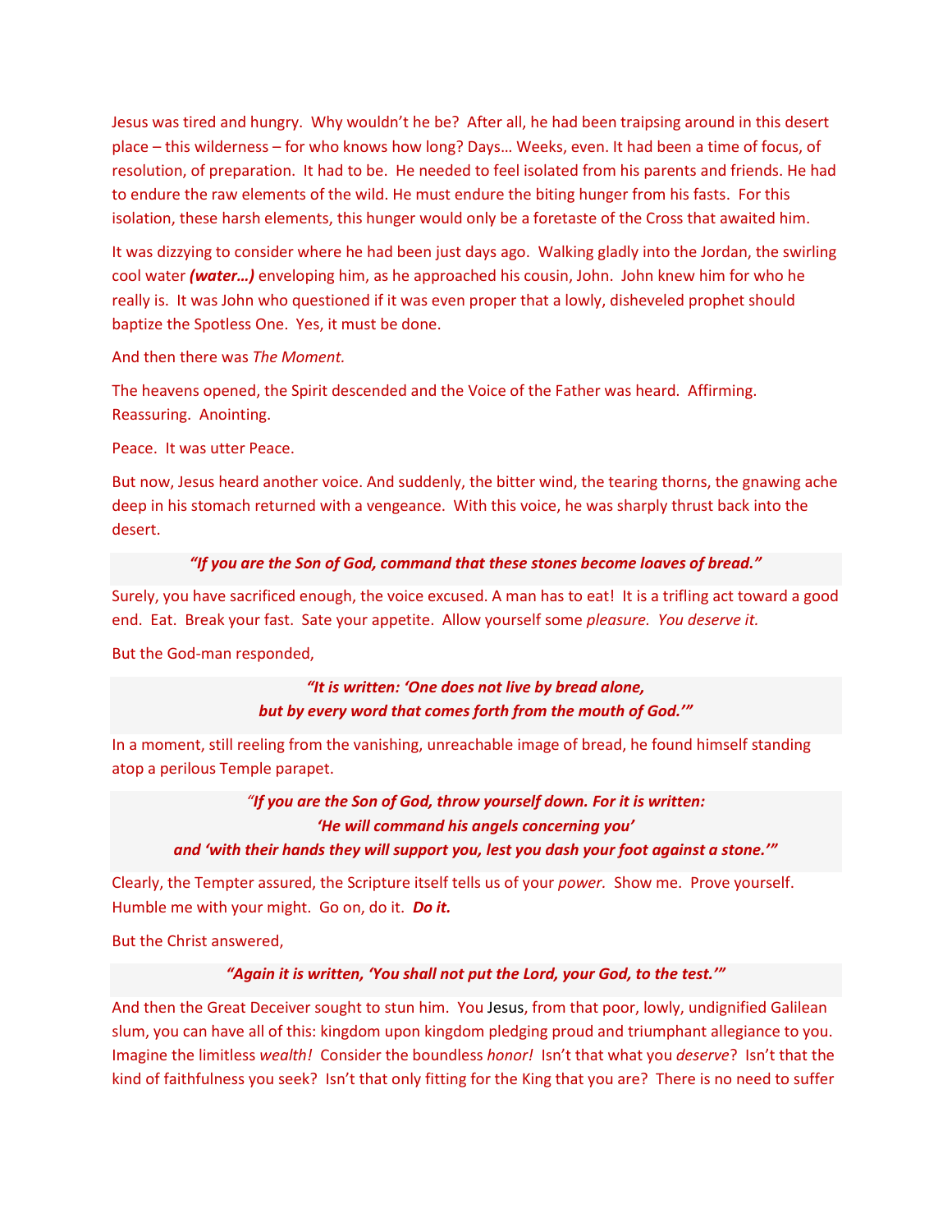Jesus was tired and hungry. Why wouldn't he be? After all, he had been traipsing around in this desert place – this wilderness – for who knows how long? Days… Weeks, even. It had been a time of focus, of resolution, of preparation. It had to be. He needed to feel isolated from his parents and friends. He had to endure the raw elements of the wild. He must endure the biting hunger from his fasts. For this isolation, these harsh elements, this hunger would only be a foretaste of the Cross that awaited him.

It was dizzying to consider where he had been just days ago. Walking gladly into the Jordan, the swirling cool water ***(water…)*** enveloping him, as he approached his cousin, John. John knew him for who he really is. It was John who questioned if it was even proper that a lowly, disheveled prophet should baptize the Spotless One. Yes, it must be done.

And then there was *The Moment.*

The heavens opened, the Spirit descended and the Voice of the Father was heard. Affirming. Reassuring. Anointing.

Peace. It was utter Peace.

But now, Jesus heard another voice. And suddenly, the bitter wind, the tearing thorns, the gnawing ache deep in his stomach returned with a vengeance. With this voice, he was sharply thrust back into the desert.

***"If you are the Son of God, command that these stones become loaves of bread."***

Surely, you have sacrificed enough, the voice excused. A man has to eat! It is a trifling act toward a good end. Eat. Break your fast. Sate your appetite. Allow yourself some *pleasure. You deserve it.*

But the God-man responded,

***"It is written: 'One does not live by bread alone,***
***but by every word that comes forth from the mouth of God.'"***

In a moment, still reeling from the vanishing, unreachable image of bread, he found himself standing atop a perilous Temple parapet.

***"If you are the Son of God, throw yourself down. For it is written:***
***'He will command his angels concerning you'***
***and 'with their hands they will support you, lest you dash your foot against a stone.'"***

Clearly, the Tempter assured, the Scripture itself tells us of your *power.* Show me. Prove yourself. Humble me with your might. Go on, do it. ***Do it.***

But the Christ answered,

***"Again it is written, 'You shall not put the Lord, your God, to the test.'"***

And then the Great Deceiver sought to stun him. You Jesus, from that poor, lowly, undignified Galilean slum, you can have all of this: kingdom upon kingdom pledging proud and triumphant allegiance to you. Imagine the limitless *wealth!* Consider the boundless *honor!* Isn't that what you *deserve*? Isn't that the kind of faithfulness you seek? Isn't that only fitting for the King that you are? There is no need to suffer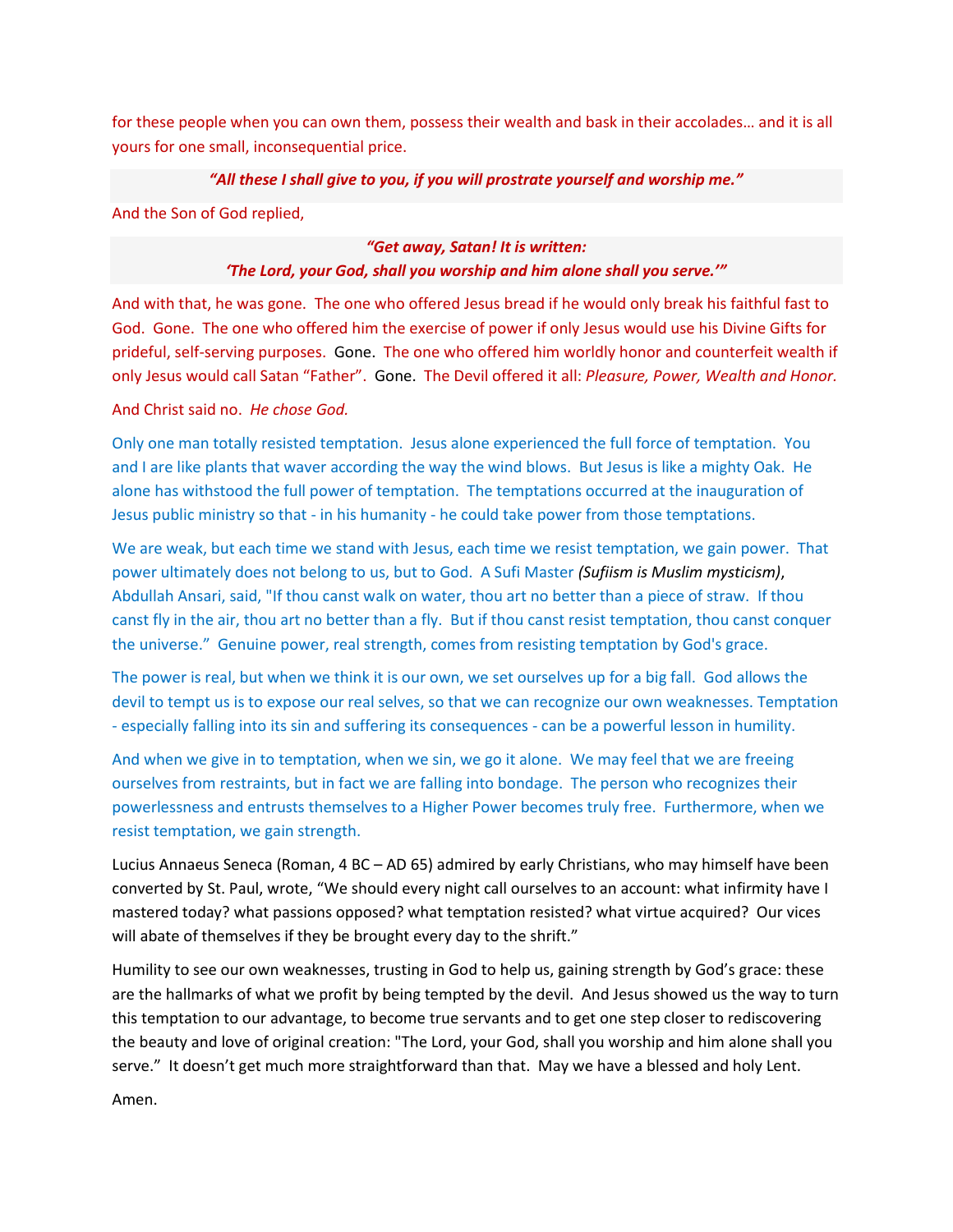for these people when you can own them, possess their wealth and bask in their accolades… and it is all yours for one small, inconsequential price.

> ***"All these I shall give to you, if you will prostrate yourself and worship me."***

And the Son of God replied,

> ***"Get away, Satan! It is written:***
> ***'The Lord, your God, shall you worship and him alone shall you serve.'"***

And with that, he was gone. The one who offered Jesus bread if he would only break his faithful fast to God. Gone. The one who offered him the exercise of power if only Jesus would use his Divine Gifts for prideful, self-serving purposes. Gone. The one who offered him worldly honor and counterfeit wealth if only Jesus would call Satan "Father". Gone. The Devil offered it all: *Pleasure, Power, Wealth and Honor.*

And Christ said no. *He chose God.*

Only one man totally resisted temptation. Jesus alone experienced the full force of temptation. You and I are like plants that waver according the way the wind blows. But Jesus is like a mighty Oak. He alone has withstood the full power of temptation. The temptations occurred at the inauguration of Jesus public ministry so that - in his humanity - he could take power from those temptations.

We are weak, but each time we stand with Jesus, each time we resist temptation, we gain power. That power ultimately does not belong to us, but to God. A Sufi Master *(Sufiism is Muslim mysticism)*, Abdullah Ansari, said, "If thou canst walk on water, thou art no better than a piece of straw. If thou canst fly in the air, thou art no better than a fly. But if thou canst resist temptation, thou canst conquer the universe." Genuine power, real strength, comes from resisting temptation by God's grace.

The power is real, but when we think it is our own, we set ourselves up for a big fall. God allows the devil to tempt us is to expose our real selves, so that we can recognize our own weaknesses. Temptation - especially falling into its sin and suffering its consequences - can be a powerful lesson in humility.

And when we give in to temptation, when we sin, we go it alone. We may feel that we are freeing ourselves from restraints, but in fact we are falling into bondage. The person who recognizes their powerlessness and entrusts themselves to a Higher Power becomes truly free. Furthermore, when we resist temptation, we gain strength.

Lucius Annaeus Seneca (Roman, 4 BC – AD 65) admired by early Christians, who may himself have been converted by St. Paul, wrote, "We should every night call ourselves to an account: what infirmity have I mastered today? what passions opposed? what temptation resisted? what virtue acquired? Our vices will abate of themselves if they be brought every day to the shrift."

Humility to see our own weaknesses, trusting in God to help us, gaining strength by God's grace: these are the hallmarks of what we profit by being tempted by the devil. And Jesus showed us the way to turn this temptation to our advantage, to become true servants and to get one step closer to rediscovering the beauty and love of original creation: "The Lord, your God, shall you worship and him alone shall you serve." It doesn't get much more straightforward than that. May we have a blessed and holy Lent.

Amen.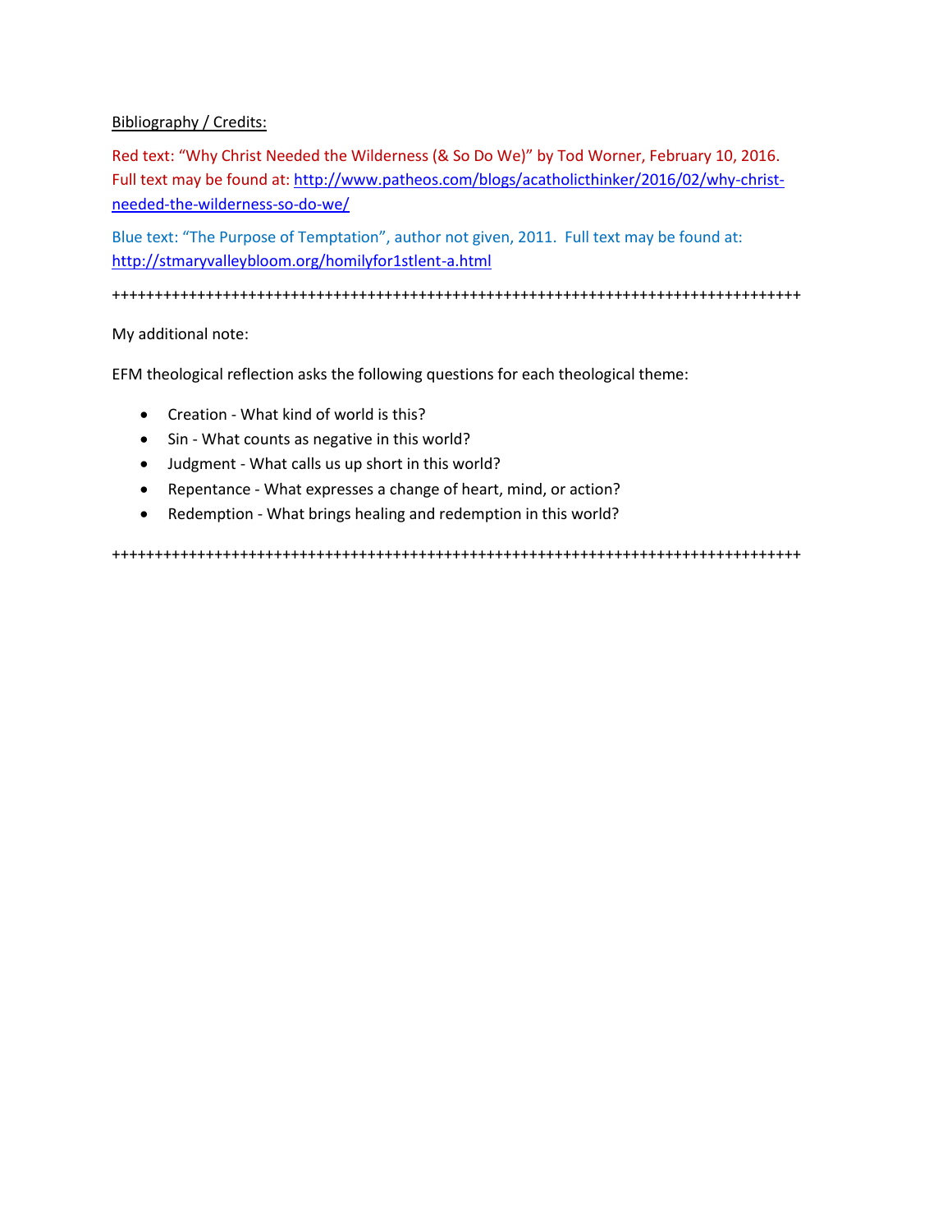Bibliography / Credits:

Red text: "Why Christ Needed the Wilderness (& So Do We)" by Tod Worner, February 10, 2016. Full text may be found at: http://www.patheos.com/blogs/acatholicthinker/2016/02/why-christ-needed-the-wilderness-so-do-we/

Blue text: "The Purpose of Temptation", author not given, 2011. Full text may be found at: http://stmaryvalleybloom.org/homilyfor1stlent-a.html

++++++++++++++++++++++++++++++++++++++++++++++++++++++++++++++++++++++++++++++++++++

My additional note:

EFM theological reflection asks the following questions for each theological theme:

- Creation - What kind of world is this?
- Sin - What counts as negative in this world?
- Judgment - What calls us up short in this world?
- Repentance - What expresses a change of heart, mind, or action?
- Redemption - What brings healing and redemption in this world?

++++++++++++++++++++++++++++++++++++++++++++++++++++++++++++++++++++++++++++++++++++